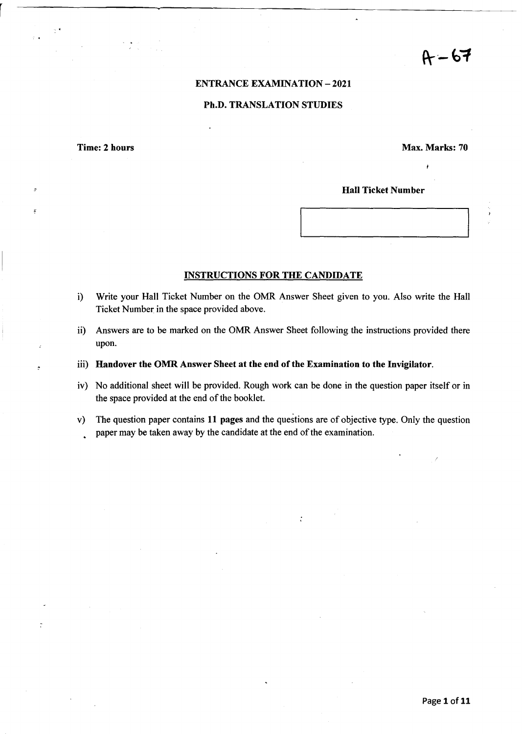A-67

# ENTRANCE EXAMINATION – 2021

## Ph.D. TRANSLATION STUDIES

**Time: 2 hours** **Max. Marks: 70**

**Hall Ticket Number**

| |
|---|
| |

### INSTRUCTIONS FOR THE CANDIDATE

i) Write your Hall Ticket Number on the OMR Answer Sheet given to you. Also write the Hall Ticket Number in the space provided above.

ii) Answers are to be marked on the OMR Answer Sheet following the instructions provided there upon.

iii) **Handover the OMR Answer Sheet at the end of the Examination to the Invigilator.**

iv) No additional sheet will be provided. Rough work can be done in the question paper itself or in the space provided at the end of the booklet.

v) The question paper contains **11 pages** and the questions are of objective type. Only the question paper may be taken away by the candidate at the end of the examination.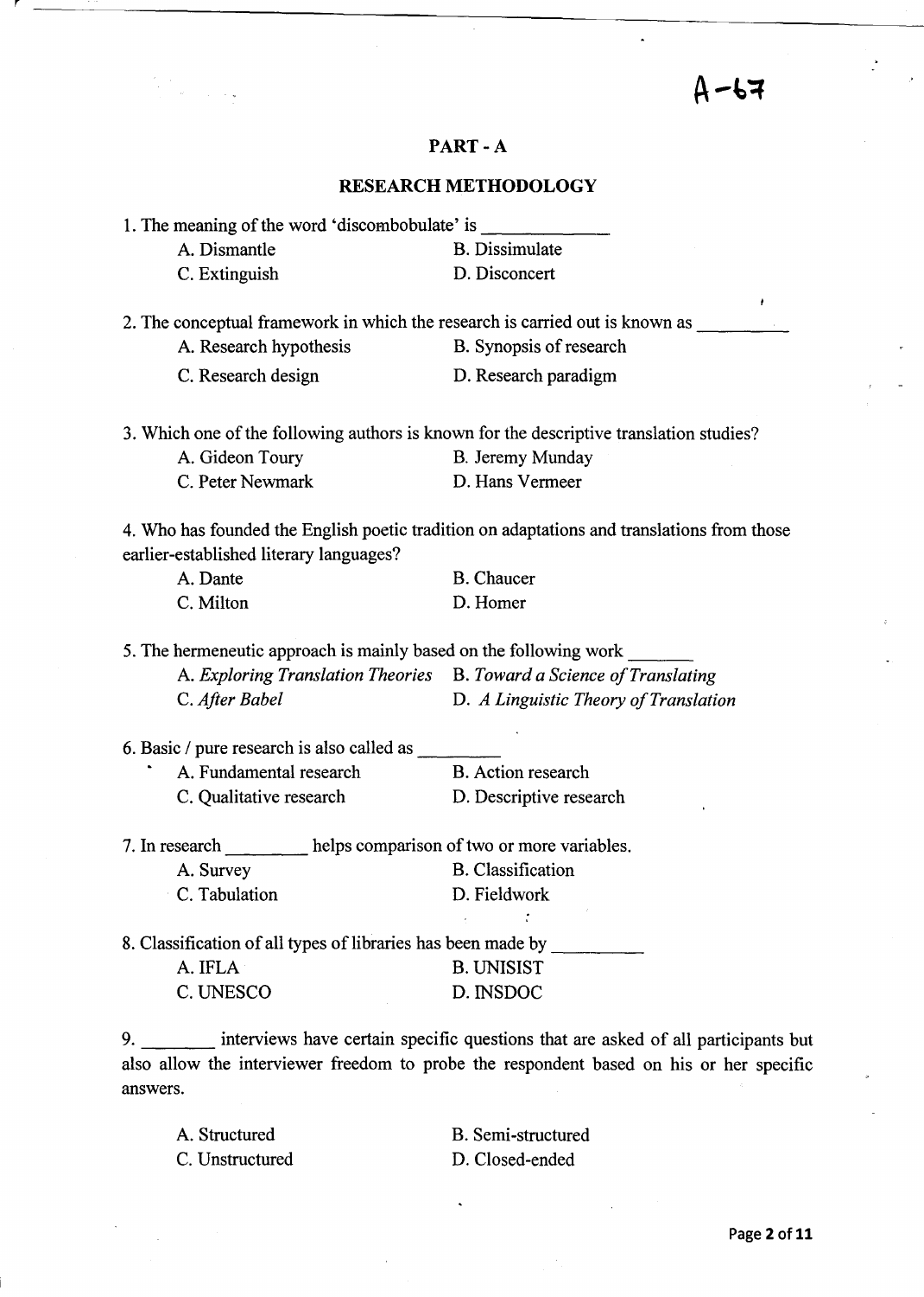A-67

## PART - A

### RESEARCH METHODOLOGY

1. The meaning of the word 'discombobulate' is ____________

   A. Dismantle　　B. Dissimulate
   C. Extinguish　　D. Disconcert

2. The conceptual framework in which the research is carried out is known as _________

   A. Research hypothesis　　B. Synopsis of research
   C. Research design　　D. Research paradigm

3. Which one of the following authors is known for the descriptive translation studies?

   A. Gideon Toury　　B. Jeremy Munday
   C. Peter Newmark　　D. Hans Vermeer

4. Who has founded the English poetic tradition on adaptations and translations from those earlier-established literary languages?

   A. Dante　　B. Chaucer
   C. Milton　　D. Homer

5. The hermeneutic approach is mainly based on the following work _______

   A. *Exploring Translation Theories*　　B. *Toward a Science of Translating*
   C. *After Babel*　　D. *A Linguistic Theory of Translation*

6. Basic / pure research is also called as ________

   A. Fundamental research　　B. Action research
   C. Qualitative research　　D. Descriptive research

7. In research ________ helps comparison of two or more variables.

   A. Survey　　B. Classification
   C. Tabulation　　D. Fieldwork

8. Classification of all types of libraries has been made by _________

   A. IFLA　　B. UNISIST
   C. UNESCO　　D. INSDOC

9. _______ interviews have certain specific questions that are asked of all participants but also allow the interviewer freedom to probe the respondent based on his or her specific answers.

   A. Structured　　B. Semi-structured
   C. Unstructured　　D. Closed-ended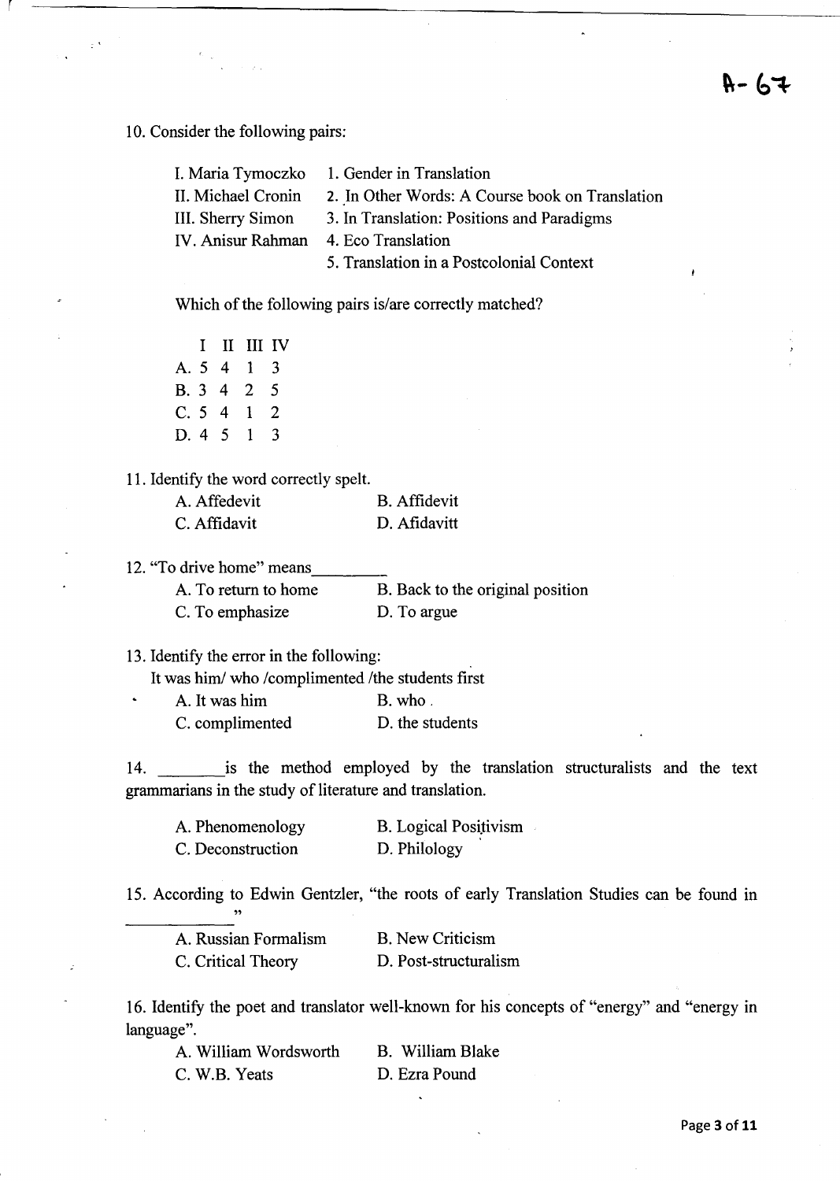A- 67

10. Consider the following pairs:

| | |
|---|---|
| I. Maria Tymoczko | 1. Gender in Translation |
| II. Michael Cronin | 2. In Other Words: A Course book on Translation |
| III. Sherry Simon | 3. In Translation: Positions and Paradigms |
| IV. Anisur Rahman | 4. Eco Translation |
| | 5. Translation in a Postcolonial Context |

Which of the following pairs is/are correctly matched?

| | I | II | III | IV |
|---|---|---|---|---|
| A. | 5 | 4 | 1 | 3 |
| B. | 3 | 4 | 2 | 5 |
| C. | 5 | 4 | 1 | 2 |
| D. | 4 | 5 | 1 | 3 |

11. Identify the word correctly spelt.

A. Affedevit
B. Affidevit
C. Affidavit
D. Afidavitt

12. "To drive home" means________

A. To return to home
B. Back to the original position
C. To emphasize
D. To argue

13. Identify the error in the following:

It was him/ who /complimented /the students first

A. It was him
B. who
C. complimented
D. the students

14. ________is the method employed by the translation structuralists and the text grammarians in the study of literature and translation.

A. Phenomenology
B. Logical Positivism
C. Deconstruction
D. Philology

15. According to Edwin Gentzler, "the roots of early Translation Studies can be found in ____________"

A. Russian Formalism
B. New Criticism
C. Critical Theory
D. Post-structuralism

16. Identify the poet and translator well-known for his concepts of "energy" and "energy in language".

A. William Wordsworth
B. William Blake
C. W.B. Yeats
D. Ezra Pound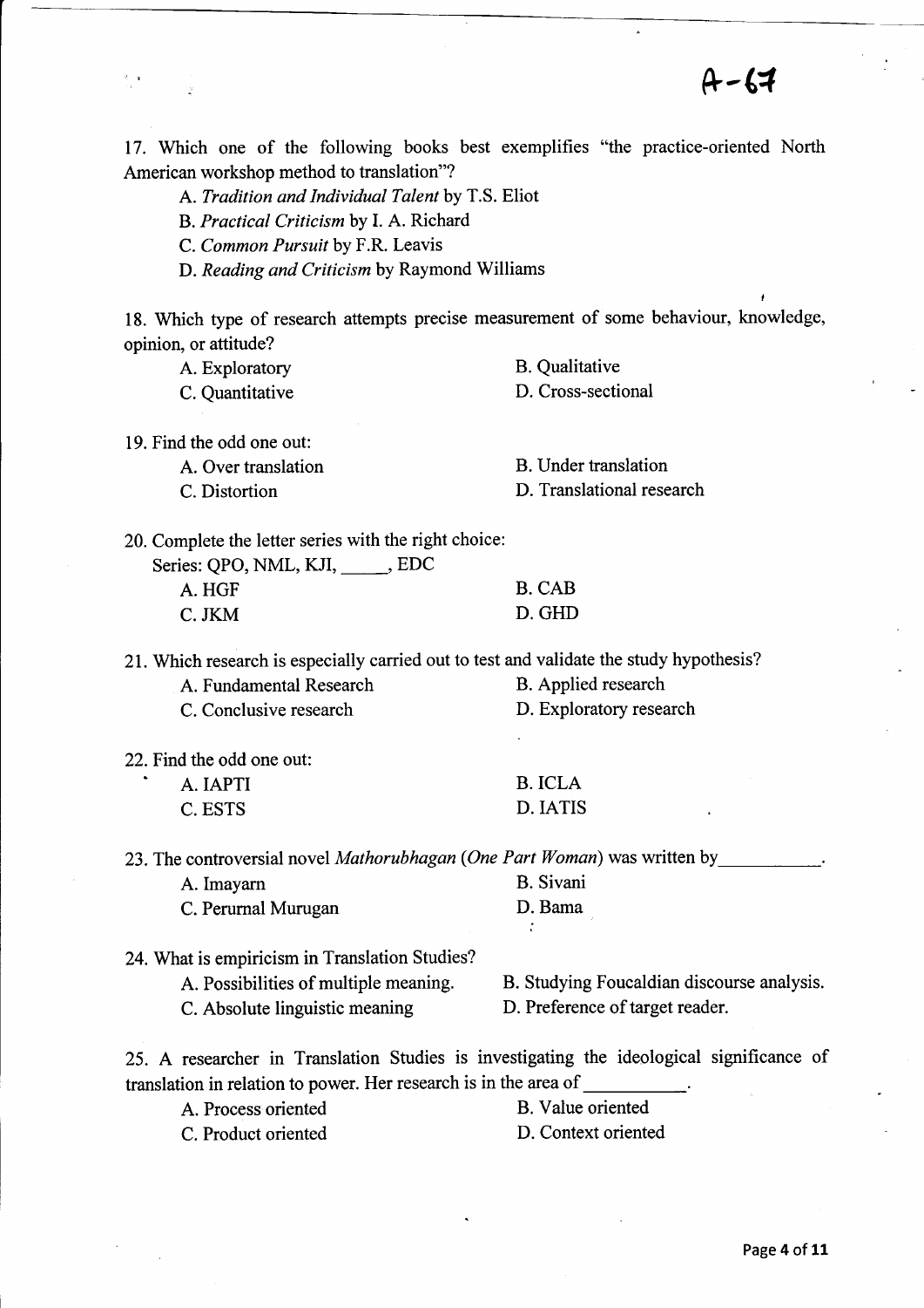17. Which one of the following books best exemplifies "the practice-oriented North American workshop method to translation"?

A. *Tradition and Individual Talent* by T.S. Eliot
B. *Practical Criticism* by I. A. Richard
C. *Common Pursuit* by F.R. Leavis
D. *Reading and Criticism* by Raymond Williams

18. Which type of research attempts precise measurement of some behaviour, knowledge, opinion, or attitude?

A. Exploratory
B. Qualitative
C. Quantitative
D. Cross-sectional

19. Find the odd one out:

A. Over translation
B. Under translation
C. Distortion
D. Translational research

20. Complete the letter series with the right choice:
Series: QPO, NML, KJI, _____, EDC

A. HGF
B. CAB
C. JKM
D. GHD

21. Which research is especially carried out to test and validate the study hypothesis?

A. Fundamental Research
B. Applied research
C. Conclusive research
D. Exploratory research

22. Find the odd one out:

A. IAPTI
B. ICLA
C. ESTS
D. IATIS

23. The controversial novel *Mathorubhagan* (*One Part Woman*) was written by__________.

A. Imayarn
B. Sivani
C. Perumal Murugan
D. Bama

24. What is empiricism in Translation Studies?

A. Possibilities of multiple meaning.
B. Studying Foucaldian discourse analysis.
C. Absolute linguistic meaning
D. Preference of target reader.

25. A researcher in Translation Studies is investigating the ideological significance of translation in relation to power. Her research is in the area of __________.

A. Process oriented
B. Value oriented
C. Product oriented
D. Context oriented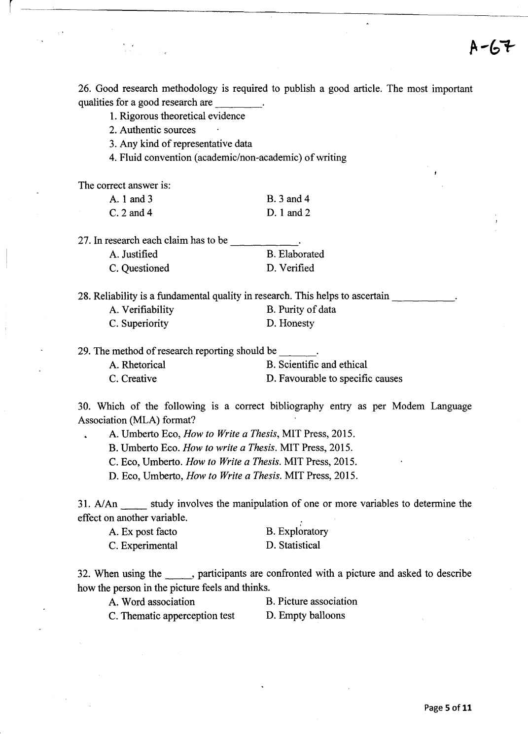A-67

26. Good research methodology is required to publish a good article. The most important qualities for a good research are ________.

1. Rigorous theoretical evidence
2. Authentic sources
3. Any kind of representative data
4. Fluid convention (academic/non-academic) of writing

The correct answer is:

A. 1 and 3
B. 3 and 4
C. 2 and 4
D. 1 and 2

27. In research each claim has to be ____________.

A. Justified
B. Elaborated
C. Questioned
D. Verified

28. Reliability is a fundamental quality in research. This helps to ascertain ___________.

A. Verifiability
B. Purity of data
C. Superiority
D. Honesty

29. The method of research reporting should be _______.

A. Rhetorical
B. Scientific and ethical
C. Creative
D. Favourable to specific causes

30. Which of the following is a correct bibliography entry as per Modem Language Association (MLA) format?

A. Umberto Eco, *How to Write a Thesis*, MIT Press, 2015.
B. Umberto Eco. *How to write a Thesis*. MIT Press, 2015.
C. Eco, Umberto. *How to Write a Thesis*. MIT Press, 2015.
D. Eco, Umberto, *How to Write a Thesis*. MIT Press, 2015.

31. A/An _____ study involves the manipulation of one or more variables to determine the effect on another variable.

A. Ex post facto
B. Exploratory
C. Experimental
D. Statistical

32. When using the _____, participants are confronted with a picture and asked to describe how the person in the picture feels and thinks.

A. Word association
B. Picture association
C. Thematic apperception test
D. Empty balloons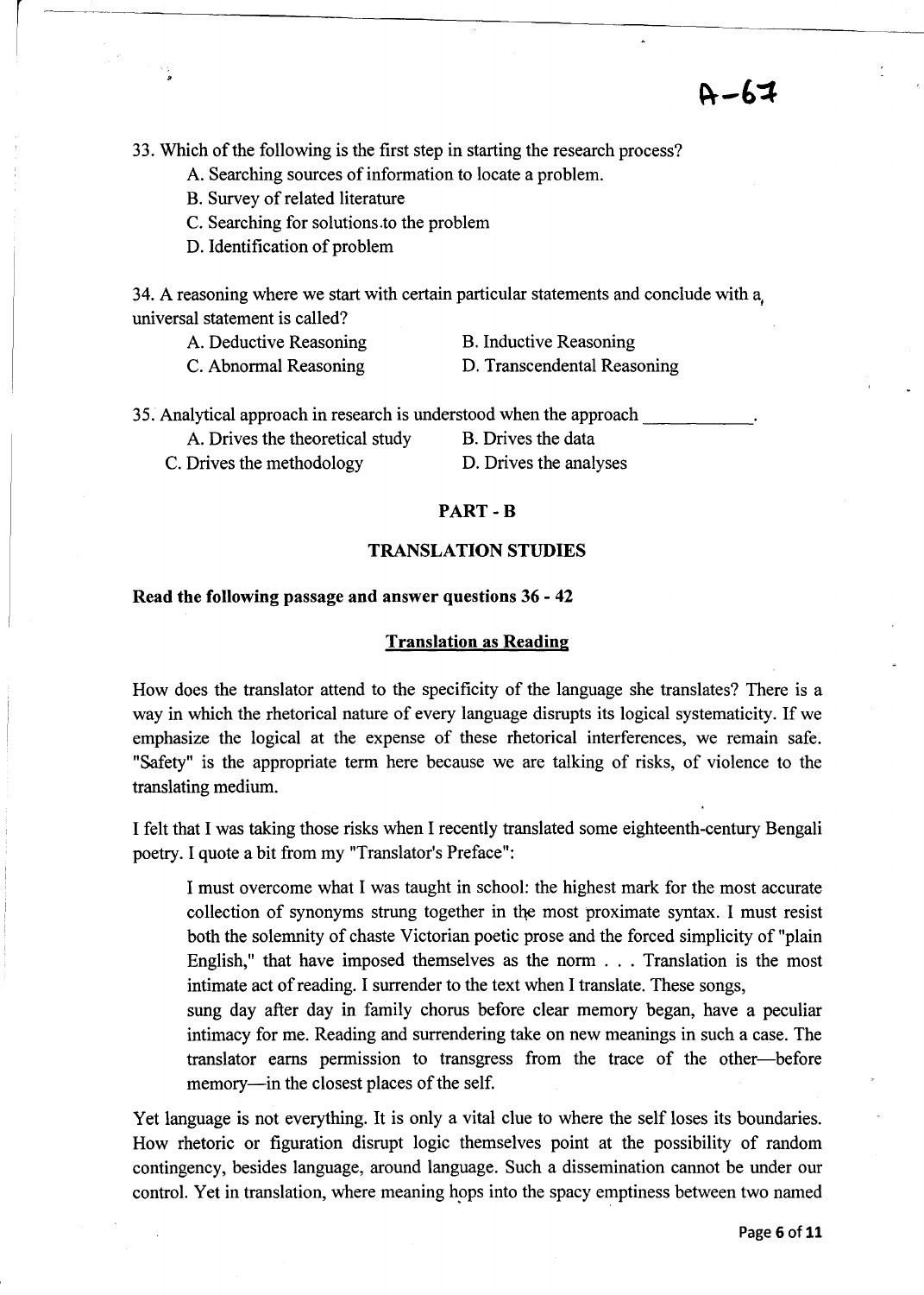33. Which of the following is the first step in starting the research process?

A. Searching sources of information to locate a problem.

B. Survey of related literature

C. Searching for solutions to the problem

D. Identification of problem

34. A reasoning where we start with certain particular statements and conclude with a universal statement is called?

A. Deductive Reasoning

B. Inductive Reasoning

C. Abnormal Reasoning

D. Transcendental Reasoning

35. Analytical approach in research is understood when the approach \_\_\_\_\_\_\_\_\_\_\_.

A. Drives the theoretical study

B. Drives the data

C. Drives the methodology

D. Drives the analyses

## PART - B

## TRANSLATION STUDIES

**Read the following passage and answer questions 36 - 42**

### Translation as Reading

How does the translator attend to the specificity of the language she translates? There is a way in which the rhetorical nature of every language disrupts its logical systematicity. If we emphasize the logical at the expense of these rhetorical interferences, we remain safe. "Safety" is the appropriate term here because we are talking of risks, of violence to the translating medium.

I felt that I was taking those risks when I recently translated some eighteenth-century Bengali poetry. I quote a bit from my "Translator's Preface":

> I must overcome what I was taught in school: the highest mark for the most accurate collection of synonyms strung together in the most proximate syntax. I must resist both the solemnity of chaste Victorian poetic prose and the forced simplicity of "plain English," that have imposed themselves as the norm . . . Translation is the most intimate act of reading. I surrender to the text when I translate. These songs, sung day after day in family chorus before clear memory began, have a peculiar intimacy for me. Reading and surrendering take on new meanings in such a case. The translator earns permission to transgress from the trace of the other—before memory—in the closest places of the self.

Yet language is not everything. It is only a vital clue to where the self loses its boundaries. How rhetoric or figuration disrupt logic themselves point at the possibility of random contingency, besides language, around language. Such a dissemination cannot be under our control. Yet in translation, where meaning hops into the spacy emptiness between two named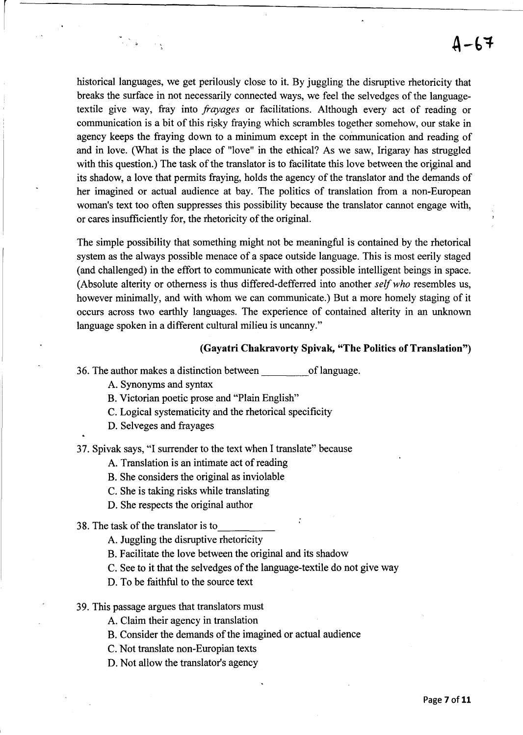historical languages, we get perilously close to it. By juggling the disruptive rhetoricity that breaks the surface in not necessarily connected ways, we feel the selvedges of the language-textile give way, fray into *frayages* or facilitations. Although every act of reading or communication is a bit of this risky fraying which scrambles together somehow, our stake in agency keeps the fraying down to a minimum except in the communication and reading of and in love. (What is the place of "love" in the ethical? As we saw, Irigaray has struggled with this question.) The task of the translator is to facilitate this love between the original and its shadow, a love that permits fraying, holds the agency of the translator and the demands of her imagined or actual audience at bay. The politics of translation from a non-European woman's text too often suppresses this possibility because the translator cannot engage with, or cares insufficiently for, the rhetoricity of the original.

The simple possibility that something might not be meaningful is contained by the rhetorical system as the always possible menace of a space outside language. This is most eerily staged (and challenged) in the effort to communicate with other possible intelligent beings in space. (Absolute alterity or otherness is thus differed-defferred into another *self who* resembles us, however minimally, and with whom we can communicate.) But a more homely staging of it occurs across two earthly languages. The experience of contained alterity in an unknown language spoken in a different cultural milieu is uncanny."

**(Gayatri Chakravorty Spivak, "The Politics of Translation")**

36. The author makes a distinction between _________ of language.

   A. Synonyms and syntax
   B. Victorian poetic prose and "Plain English"
   C. Logical systematicity and the rhetorical specificity
   D. Selveges and frayages

37. Spivak says, "I surrender to the text when I translate" because

   A. Translation is an intimate act of reading
   B. She considers the original as inviolable
   C. She is taking risks while translating
   D. She respects the original author

38. The task of the translator is to__________

   A. Juggling the disruptive rhetoricity
   B. Facilitate the love between the original and its shadow
   C. See to it that the selvedges of the language-textile do not give way
   D. To be faithful to the source text

39. This passage argues that translators must

   A. Claim their agency in translation
   B. Consider the demands of the imagined or actual audience
   C. Not translate non-Europian texts
   D. Not allow the translator's agency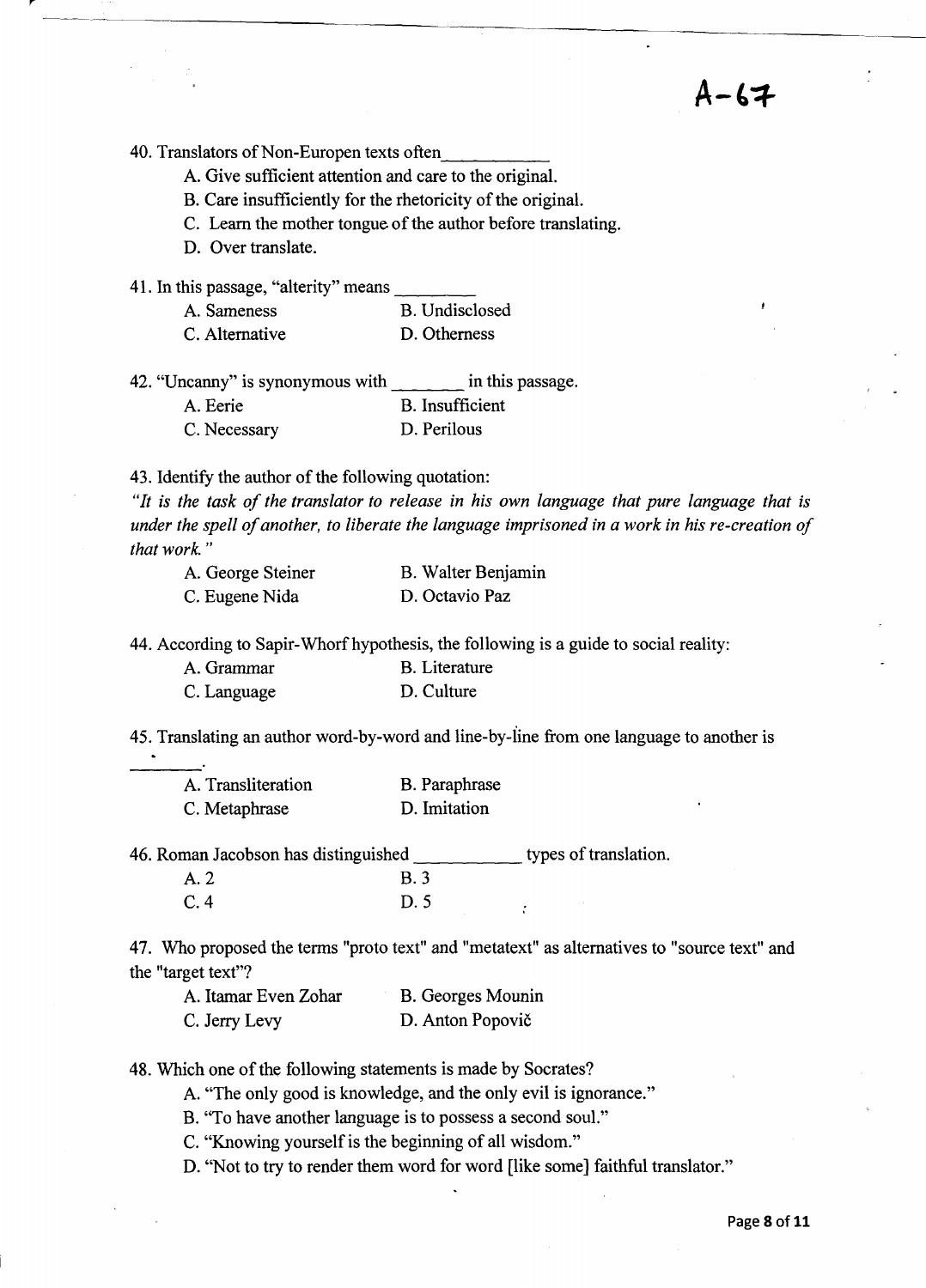A-67

40. Translators of Non-Europen texts often___________

A. Give sufficient attention and care to the original.

B. Care insufficiently for the rhetoricity of the original.

C. Learn the mother tongue of the author before translating.

D. Over translate.

41. In this passage, "alterity" means ________

A. Sameness B. Undisclosed

C. Alternative D. Otherness

42. "Uncanny" is synonymous with _______ in this passage.

A. Eerie B. Insufficient

C. Necessary D. Perilous

43. Identify the author of the following quotation:

*"It is the task of the translator to release in his own language that pure language that is under the spell of another, to liberate the language imprisoned in a work in his re-creation of that work."*

A. George Steiner B. Walter Benjamin

C. Eugene Nida D. Octavio Paz

44. According to Sapir-Whorf hypothesis, the following is a guide to social reality:

A. Grammar B. Literature

C. Language D. Culture

45. Translating an author word-by-word and line-by-line from one language to another is ________.

A. Transliteration B. Paraphrase

C. Metaphrase D. Imitation

46. Roman Jacobson has distinguished __________ types of translation.

A. 2 B. 3

C. 4 D. 5

47. Who proposed the terms "proto text" and "metatext" as alternatives to "source text" and the "target text"?

A. Itamar Even Zohar B. Georges Mounin

C. Jerry Levy D. Anton Popovič

48. Which one of the following statements is made by Socrates?

A. "The only good is knowledge, and the only evil is ignorance."

B. "To have another language is to possess a second soul."

C. "Knowing yourself is the beginning of all wisdom."

D. "Not to try to render them word for word [like some] faithful translator."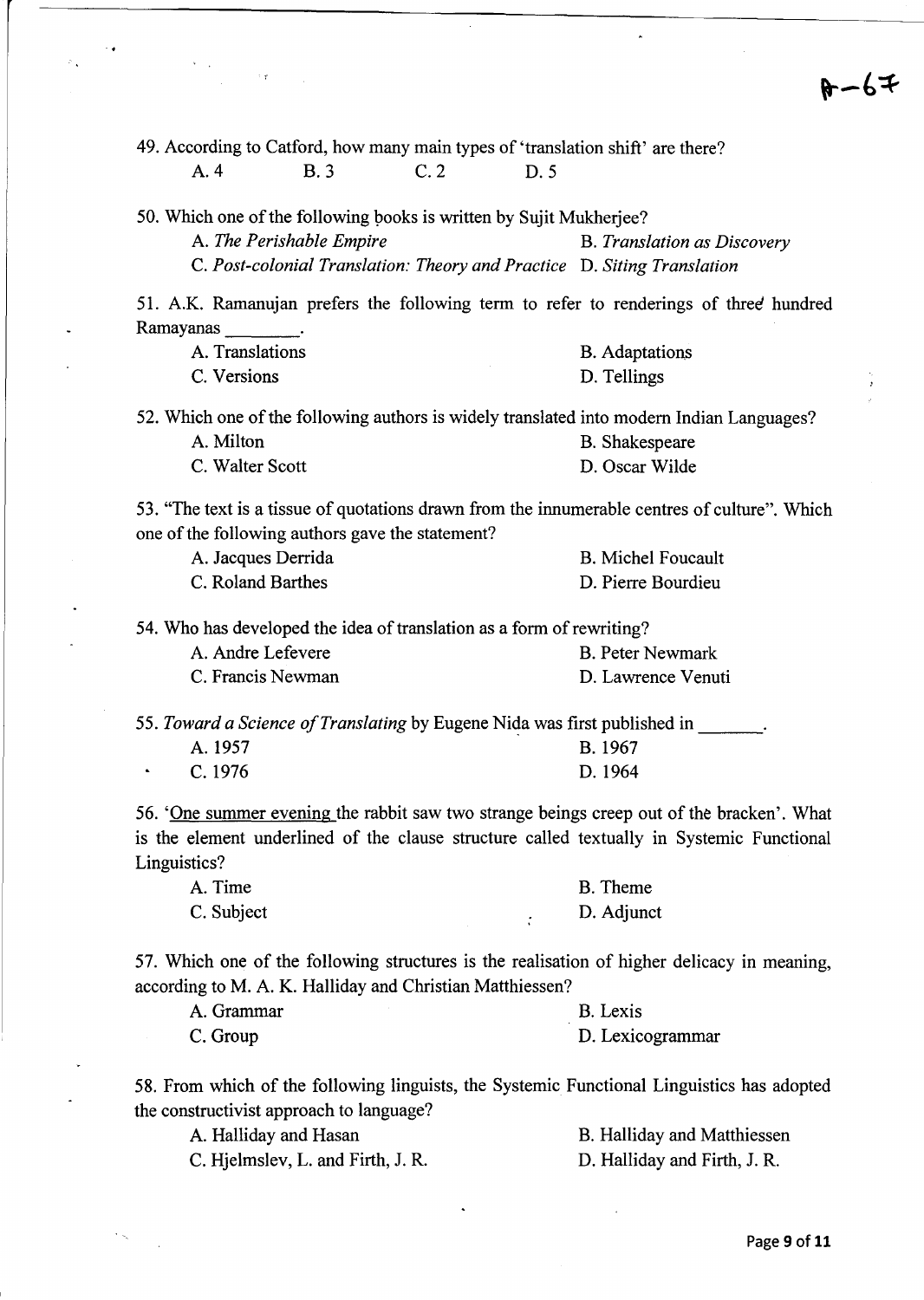A-67

49. According to Catford, how many main types of 'translation shift' are there?

A. 4 B. 3 C. 2 D. 5

50. Which one of the following books is written by Sujit Mukherjee?

A. *The Perishable Empire*
B. *Translation as Discovery*
C. *Post-colonial Translation: Theory and Practice*
D. *Siting Translation*

51. A.K. Ramanujan prefers the following term to refer to renderings of three hundred Ramayanas ________.

A. Translations
B. Adaptations
C. Versions
D. Tellings

52. Which one of the following authors is widely translated into modern Indian Languages?

A. Milton
B. Shakespeare
C. Walter Scott
D. Oscar Wilde

53. "The text is a tissue of quotations drawn from the innumerable centres of culture". Which one of the following authors gave the statement?

A. Jacques Derrida
B. Michel Foucault
C. Roland Barthes
D. Pierre Bourdieu

54. Who has developed the idea of translation as a form of rewriting?

A. Andre Lefevere
B. Peter Newmark
C. Francis Newman
D. Lawrence Venuti

55. *Toward a Science of Translating* by Eugene Nida was first published in _______.

A. 1957
B. 1967
C. 1976
D. 1964

56. '<u>One summer evening</u> the rabbit saw two strange beings creep out of the bracken'. What is the element underlined of the clause structure called textually in Systemic Functional Linguistics?

A. Time
B. Theme
C. Subject
D. Adjunct

57. Which one of the following structures is the realisation of higher delicacy in meaning, according to M. A. K. Halliday and Christian Matthiessen?

A. Grammar
B. Lexis
C. Group
D. Lexicogrammar

58. From which of the following linguists, the Systemic Functional Linguistics has adopted the constructivist approach to language?

A. Halliday and Hasan
B. Halliday and Matthiessen
C. Hjelmslev, L. and Firth, J. R.
D. Halliday and Firth, J. R.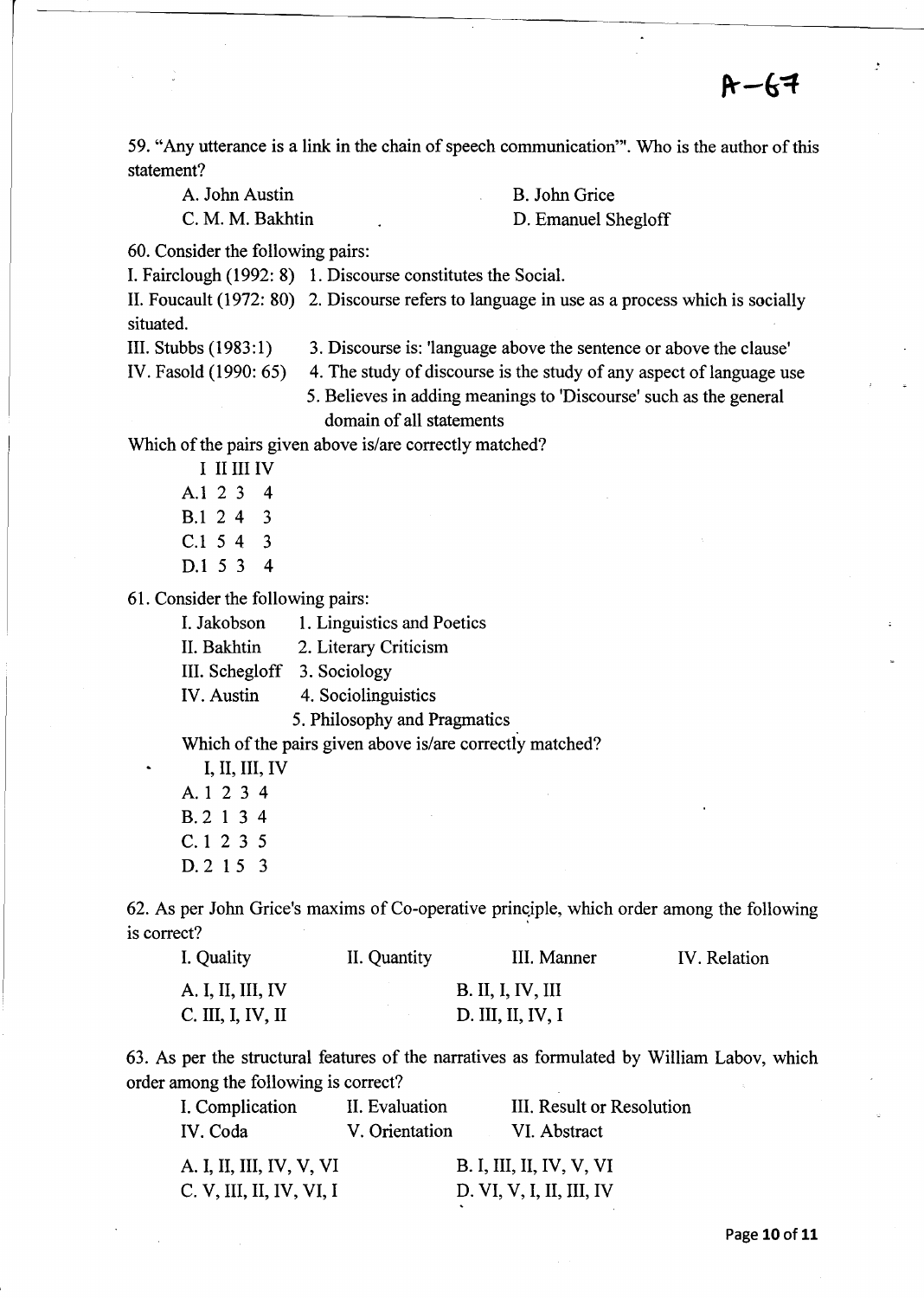A-67

59. "Any utterance is a link in the chain of speech communication"'. Who is the author of this statement?

A. John Austin
B. John Grice
C. M. M. Bakhtin
D. Emanuel Shegloff

60. Consider the following pairs:

I. Fairclough (1992: 8) 1. Discourse constitutes the Social.

II. Foucault (1972: 80) 2. Discourse refers to language in use as a process which is socially situated.

III. Stubbs (1983:1) 3. Discourse is: 'language above the sentence or above the clause'

IV. Fasold (1990: 65) 4. The study of discourse is the study of any aspect of language use

5. Believes in adding meanings to 'Discourse' such as the general domain of all statements

Which of the pairs given above is/are correctly matched?

| | I | II | III | IV |
|---|---|---|---|---|
| A. | 1 | 2 | 3 | 4 |
| B. | 1 | 2 | 4 | 3 |
| C. | 1 | 5 | 4 | 3 |
| D. | 1 | 5 | 3 | 4 |

61. Consider the following pairs:

I. Jakobson 1. Linguistics and Poetics

II. Bakhtin 2. Literary Criticism

III. Schegloff 3. Sociology

IV. Austin 4. Sociolinguistics

5. Philosophy and Pragmatics

Which of the pairs given above is/are correctly matched?

| | I, | II, | III, | IV |
|---|---|---|---|---|
| A. | 1 | 2 | 3 | 4 |
| B. | 2 | 1 | 3 | 4 |
| C. | 1 | 2 | 3 | 5 |
| D. | 2 | 1 | 5 | 3 |

62. As per John Grice's maxims of Co-operative principle, which order among the following is correct?

I. Quality  II. Quantity  III. Manner  IV. Relation

A. I, II, III, IV
B. II, I, IV, III
C. III, I, IV, II
D. III, II, IV, I

63. As per the structural features of the narratives as formulated by William Labov, which order among the following is correct?

I. Complication  II. Evaluation  III. Result or Resolution
IV. Coda  V. Orientation  VI. Abstract

A. I, II, III, IV, V, VI
B. I, III, II, IV, V, VI
C. V, III, II, IV, VI, I
D. VI, V, I, II, III, IV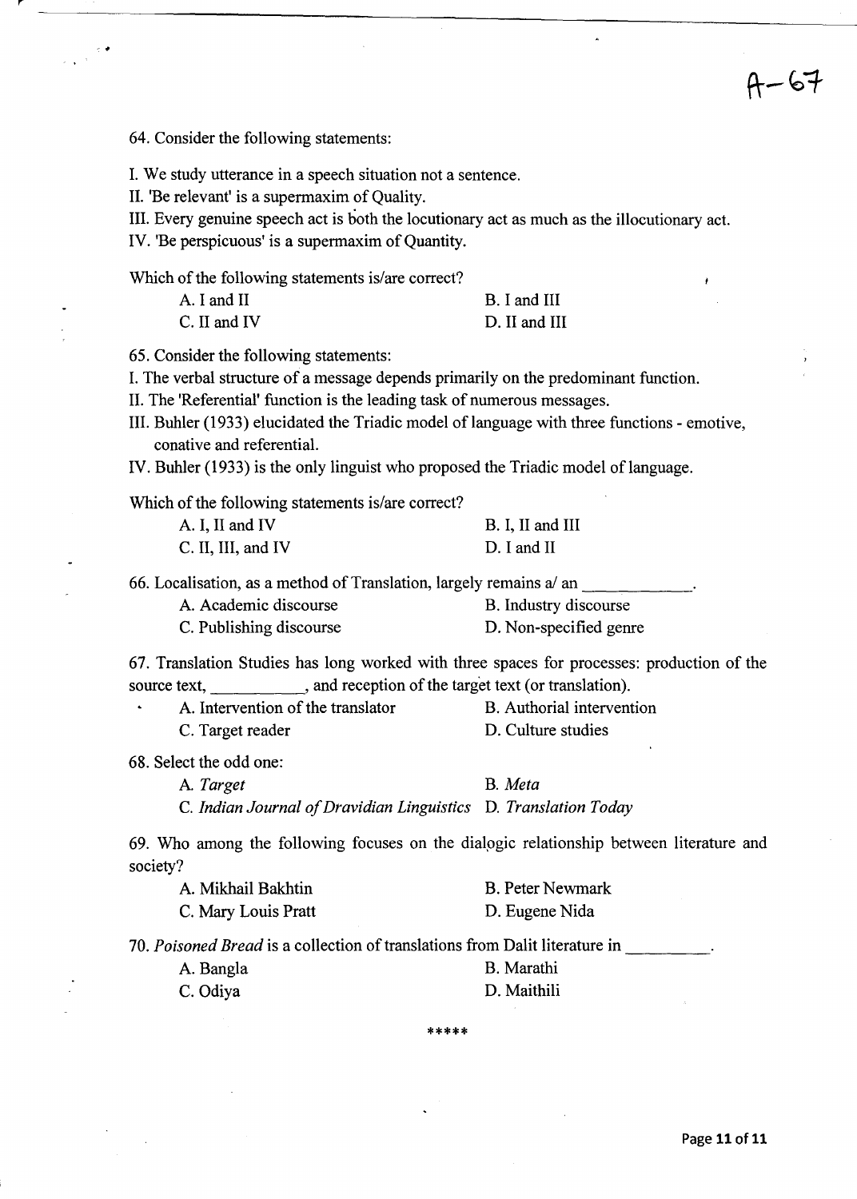A-67

64. Consider the following statements:

I. We study utterance in a speech situation not a sentence.
II. 'Be relevant' is a supermaxim of Quality.
III. Every genuine speech act is both the locutionary act as much as the illocutionary act.
IV. 'Be perspicuous' is a supermaxim of Quantity.

Which of the following statements is/are correct?

A. I and II
B. I and III
C. II and IV
D. II and III

65. Consider the following statements:

I. The verbal structure of a message depends primarily on the predominant function.
II. The 'Referential' function is the leading task of numerous messages.
III. Buhler (1933) elucidated the Triadic model of language with three functions - emotive, conative and referential.
IV. Buhler (1933) is the only linguist who proposed the Triadic model of language.

Which of the following statements is/are correct?

A. I, II and IV
B. I, II and III
C. II, III, and IV
D. I and II

66. Localisation, as a method of Translation, largely remains a/ an ____________.

A. Academic discourse
B. Industry discourse
C. Publishing discourse
D. Non-specified genre

67. Translation Studies has long worked with three spaces for processes: production of the source text, __________, and reception of the target text (or translation).

A. Intervention of the translator
B. Authorial intervention
C. Target reader
D. Culture studies

68. Select the odd one:

A. *Target*
B. *Meta*
C. *Indian Journal of Dravidian Linguistics*
D. *Translation Today*

69. Who among the following focuses on the dialogic relationship between literature and society?

A. Mikhail Bakhtin
B. Peter Newmark
C. Mary Louis Pratt
D. Eugene Nida

70. *Poisoned Bread* is a collection of translations from Dalit literature in _________.

A. Bangla
B. Marathi
C. Odiya
D. Maithili

*****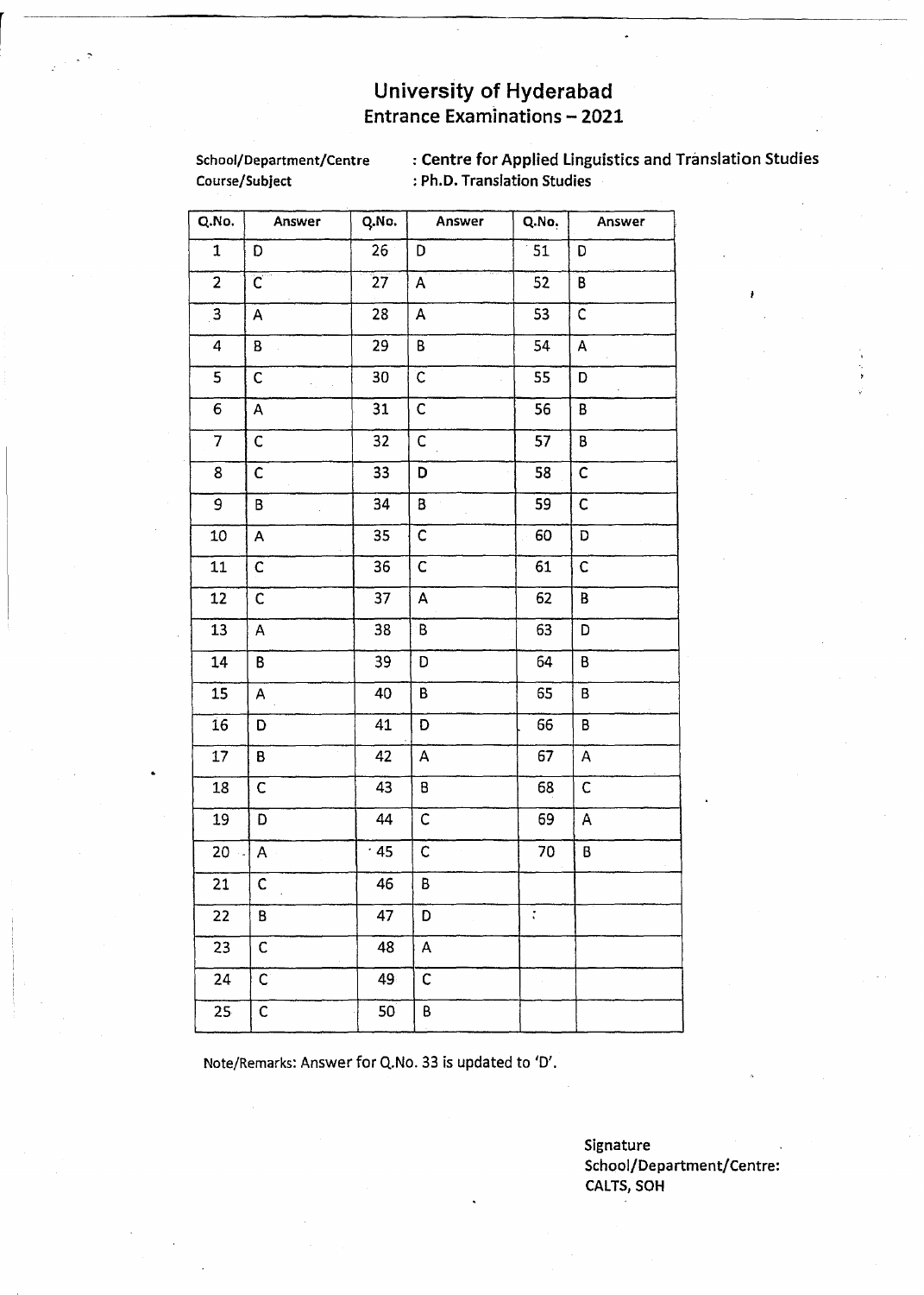# University of Hyderabad
## Entrance Examinations – 2021

**School/Department/Centre** : **Centre for Applied Linguistics and Translation Studies**
**Course/Subject** : **Ph.D. Translation Studies**

| Q.No. | Answer | Q.No. | Answer | Q.No. | Answer |
|---|---|---|---|---|---|
| 1 | D | 26 | D | 51 | D |
| 2 | C | 27 | A | 52 | B |
| 3 | A | 28 | A | 53 | C |
| 4 | B | 29 | B | 54 | A |
| 5 | C | 30 | C | 55 | D |
| 6 | A | 31 | C | 56 | B |
| 7 | C | 32 | C | 57 | B |
| 8 | C | 33 | D | 58 | C |
| 9 | B | 34 | B | 59 | C |
| 10 | A | 35 | C | 60 | D |
| 11 | C | 36 | C | 61 | C |
| 12 | C | 37 | A | 62 | B |
| 13 | A | 38 | B | 63 | D |
| 14 | B | 39 | D | 64 | B |
| 15 | A | 40 | B | 65 | B |
| 16 | D | 41 | D | 66 | B |
| 17 | B | 42 | A | 67 | A |
| 18 | C | 43 | B | 68 | C |
| 19 | D | 44 | C | 69 | A |
| 20 | A | 45 | C | 70 | B |
| 21 | C | 46 | B | | |
| 22 | B | 47 | D | | |
| 23 | C | 48 | A | | |
| 24 | C | 49 | C | | |
| 25 | C | 50 | B | | |

Note/Remarks: Answer for Q.No. 33 is updated to 'D'.

Signature
School/Department/Centre:
CALTS, SOH